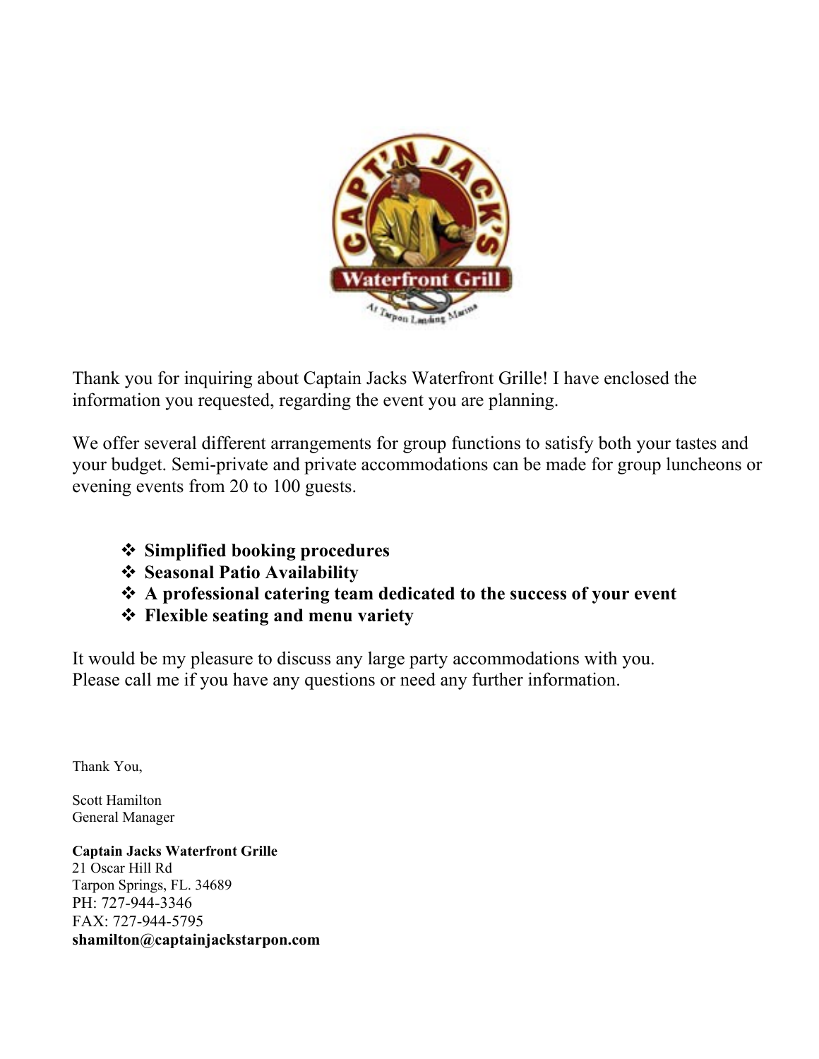Thank you for inquiring about Captain Jacks Waterfront Grille! I have enclosed the information you requested, regarding the event you are planning.

We offer several different arrangements for group functions to satisfy both your tastes and your budget. Semi-private and private accommodations can be made for group luncheons or evening events from 20 to 100 guests.

- **Simplified booking procedures**
- **Seasonal Patio Availability**
- **A professional catering team dedicated to the success of your event**
- **Flexible seating and menu variety**

It would be my pleasure to discuss any large party accommodations with you.
Please call me if you have any questions or need any further information.

Thank You,

Scott Hamilton
General Manager

**Captain Jacks Waterfront Grille**
21 Oscar Hill Rd
Tarpon Springs, FL. 34689
PH: 727-944-3346
FAX: 727-944-5795
**shamilton@captainjackstarpon.com**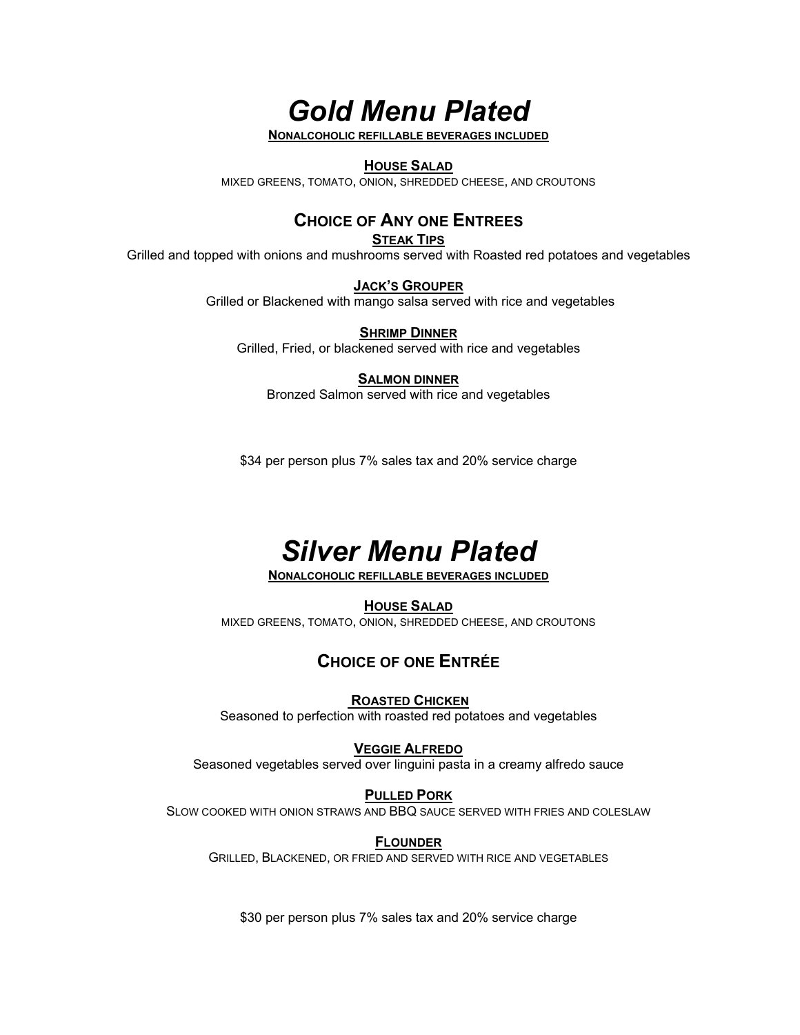# *Gold Menu Plated*

**NONALCOHOLIC REFILLABLE BEVERAGES INCLUDED**

**HOUSE SALAD**

MIXED GREENS, TOMATO, ONION, SHREDDED CHEESE, AND CROUTONS

## CHOICE OF ANY ONE ENTREES

**STEAK TIPS**

Grilled and topped with onions and mushrooms served with Roasted red potatoes and vegetables

**JACK'S GROUPER**

Grilled or Blackened with mango salsa served with rice and vegetables

**SHRIMP DINNER**

Grilled, Fried, or blackened served with rice and vegetables

**SALMON DINNER**

Bronzed Salmon served with rice and vegetables

$34 per person plus 7% sales tax and 20% service charge

# *Silver Menu Plated*

**NONALCOHOLIC REFILLABLE BEVERAGES INCLUDED**

**HOUSE SALAD**

MIXED GREENS, TOMATO, ONION, SHREDDED CHEESE, AND CROUTONS

## CHOICE OF ONE ENTRÉE

**ROASTED CHICKEN**

Seasoned to perfection with roasted red potatoes and vegetables

**VEGGIE ALFREDO**

Seasoned vegetables served over linguini pasta in a creamy alfredo sauce

**PULLED PORK**

SLOW COOKED WITH ONION STRAWS AND BBQ SAUCE SERVED WITH FRIES AND COLESLAW

**FLOUNDER**

GRILLED, BLACKENED, OR FRIED AND SERVED WITH RICE AND VEGETABLES

$30 per person plus 7% sales tax and 20% service charge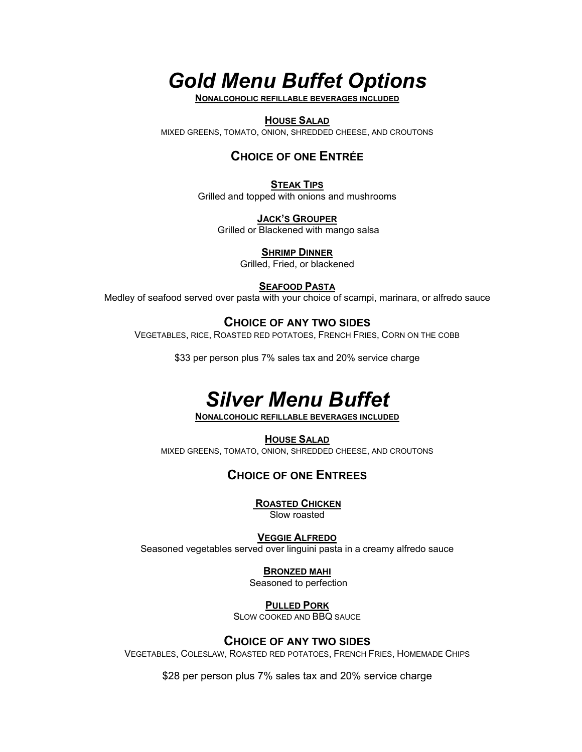# *Gold Menu Buffet Options*

**NONALCOHOLIC REFILLABLE BEVERAGES INCLUDED**

**HOUSE SALAD**

MIXED GREENS, TOMATO, ONION, SHREDDED CHEESE, AND CROUTONS

## CHOICE OF ONE ENTRÉE

**STEAK TIPS**

Grilled and topped with onions and mushrooms

**JACK'S GROUPER**

Grilled or Blackened with mango salsa

**SHRIMP DINNER**

Grilled, Fried, or blackened

**SEAFOOD PASTA**

Medley of seafood served over pasta with your choice of scampi, marinara, or alfredo sauce

## CHOICE OF ANY TWO SIDES

VEGETABLES, RICE, ROASTED RED POTATOES, FRENCH FRIES, CORN ON THE COBB

$33 per person plus 7% sales tax and 20% service charge

# *Silver Menu Buffet*

**NONALCOHOLIC REFILLABLE BEVERAGES INCLUDED**

**HOUSE SALAD**

MIXED GREENS, TOMATO, ONION, SHREDDED CHEESE, AND CROUTONS

## CHOICE OF ONE ENTREES

**ROASTED CHICKEN**

Slow roasted

**VEGGIE ALFREDO**

Seasoned vegetables served over linguini pasta in a creamy alfredo sauce

**BRONZED MAHI**

Seasoned to perfection

**PULLED PORK**

SLOW COOKED AND BBQ SAUCE

## CHOICE OF ANY TWO SIDES

VEGETABLES, COLESLAW, ROASTED RED POTATOES, FRENCH FRIES, HOMEMADE CHIPS

$28 per person plus 7% sales tax and 20% service charge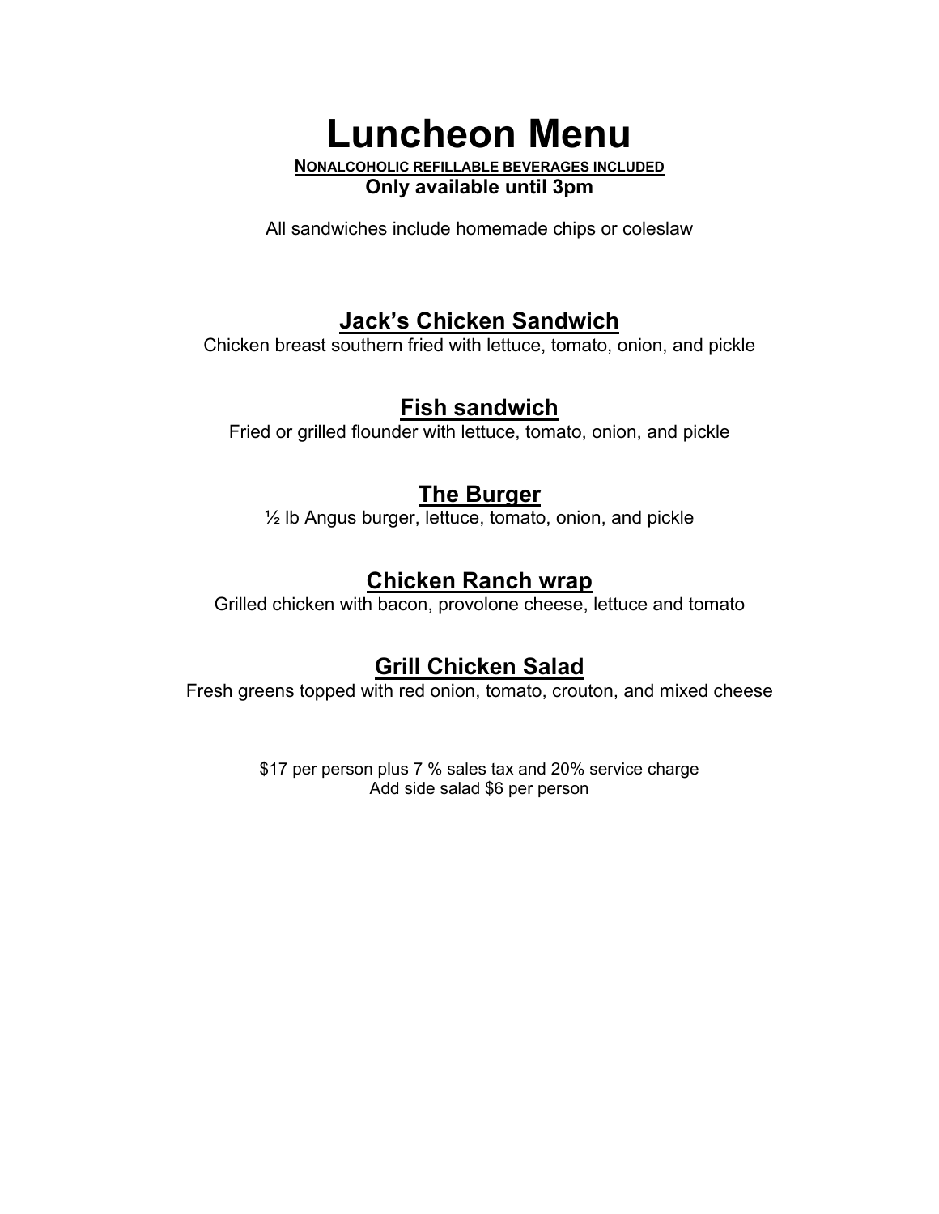# Luncheon Menu

**Nonalcoholic refillable beverages included**

**Only available until 3pm**

All sandwiches include homemade chips or coleslaw

## Jack's Chicken Sandwich

Chicken breast southern fried with lettuce, tomato, onion, and pickle

## Fish sandwich

Fried or grilled flounder with lettuce, tomato, onion, and pickle

## The Burger

½ lb Angus burger, lettuce, tomato, onion, and pickle

## Chicken Ranch wrap

Grilled chicken with bacon, provolone cheese, lettuce and tomato

## Grill Chicken Salad

Fresh greens topped with red onion, tomato, crouton, and mixed cheese

$17 per person plus 7 % sales tax and 20% service charge

Add side salad $6 per person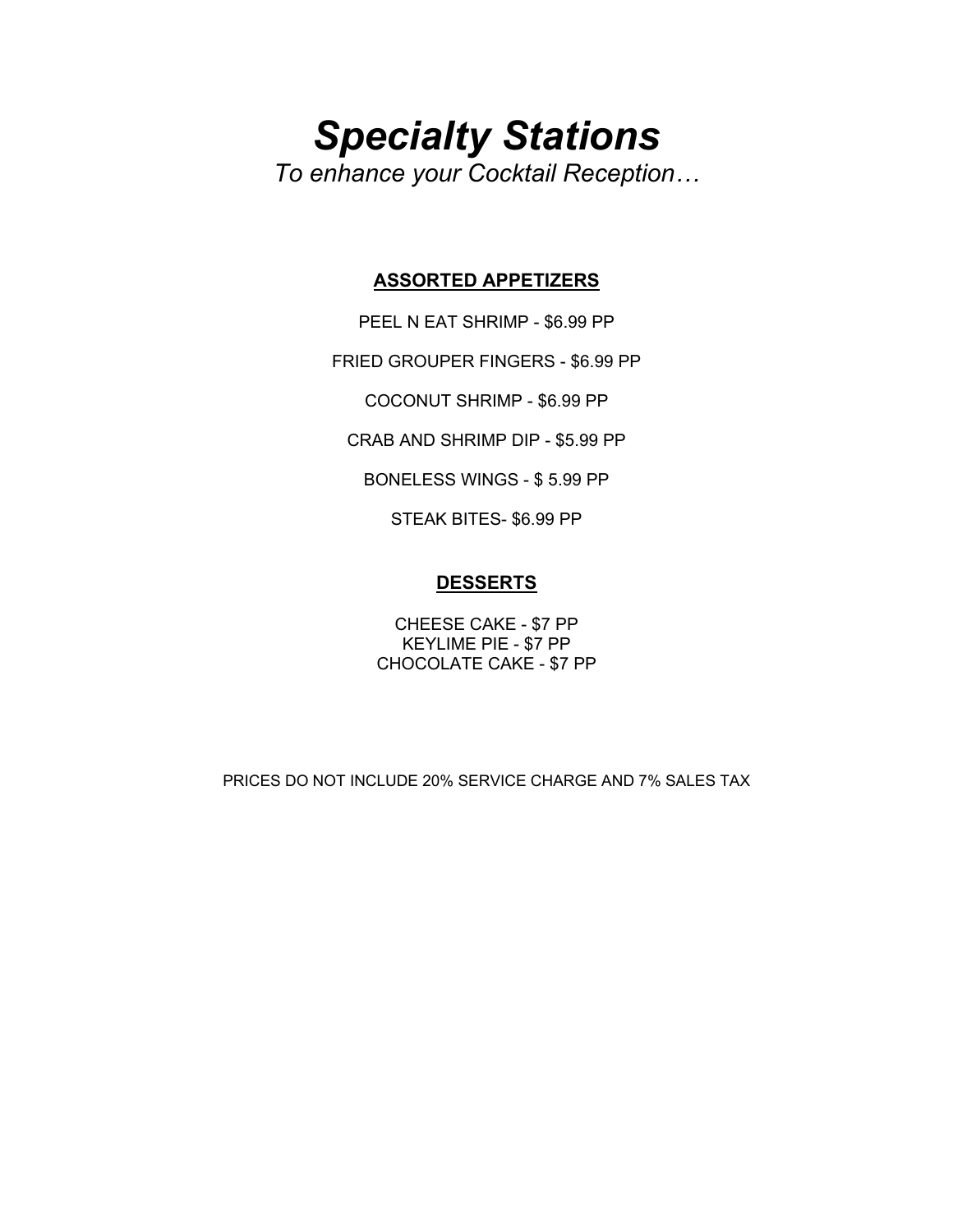# *Specialty Stations*

*To enhance your Cocktail Reception…*

## ASSORTED APPETIZERS

PEEL N EAT SHRIMP - $6.99 PP

FRIED GROUPER FINGERS - $6.99 PP

COCONUT SHRIMP - $6.99 PP

CRAB AND SHRIMP DIP - $5.99 PP

BONELESS WINGS - $ 5.99 PP

STEAK BITES- $6.99 PP

## DESSERTS

CHEESE CAKE - $7 PP
KEYLIME PIE - $7 PP
CHOCOLATE CAKE - $7 PP

PRICES DO NOT INCLUDE 20% SERVICE CHARGE AND 7% SALES TAX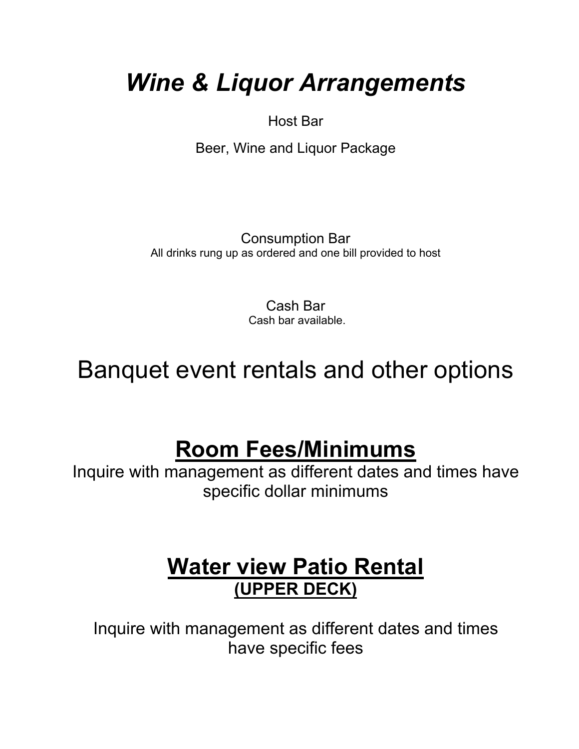# *Wine & Liquor Arrangements*

Host Bar

Beer, Wine and Liquor Package

Consumption Bar

All drinks rung up as ordered and one bill provided to host

Cash Bar

Cash bar available.

# Banquet event rentals and other options

## Room Fees/Minimums

Inquire with management as different dates and times have specific dollar minimums

## Water view Patio Rental

### (UPPER DECK)

Inquire with management as different dates and times have specific fees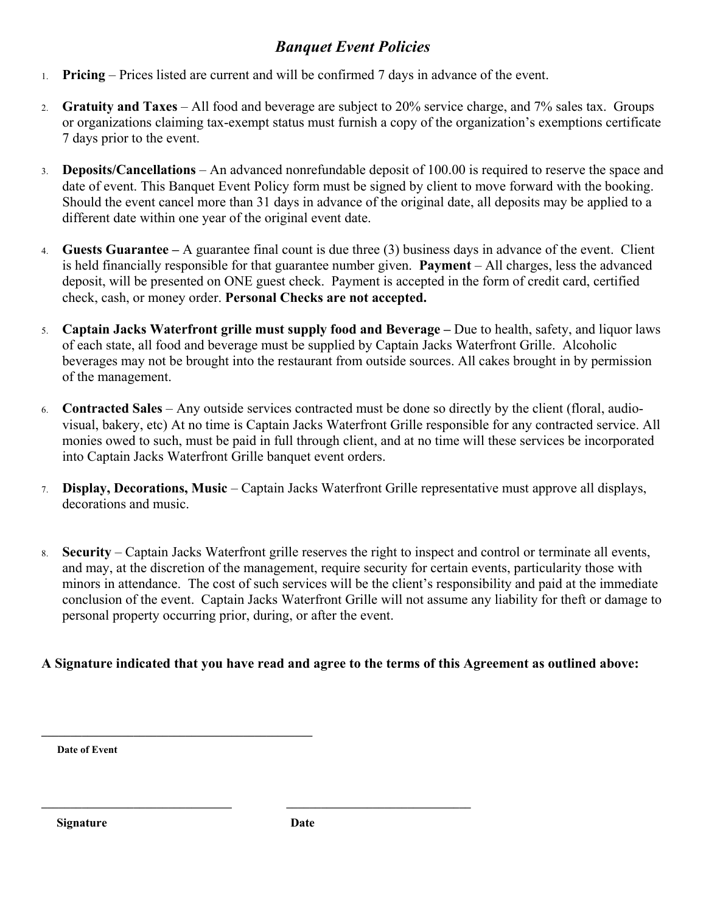# *Banquet Event Policies*

1. **Pricing** – Prices listed are current and will be confirmed 7 days in advance of the event.

2. **Gratuity and Taxes** – All food and beverage are subject to 20% service charge, and 7% sales tax. Groups or organizations claiming tax-exempt status must furnish a copy of the organization's exemptions certificate 7 days prior to the event.

3. **Deposits/Cancellations** – An advanced nonrefundable deposit of 100.00 is required to reserve the space and date of event. This Banquet Event Policy form must be signed by client to move forward with the booking. Should the event cancel more than 31 days in advance of the original date, all deposits may be applied to a different date within one year of the original event date.

4. **Guests Guarantee –** A guarantee final count is due three (3) business days in advance of the event. Client is held financially responsible for that guarantee number given. **Payment** – All charges, less the advanced deposit, will be presented on ONE guest check. Payment is accepted in the form of credit card, certified check, cash, or money order. **Personal Checks are not accepted.**

5. **Captain Jacks Waterfront grille must supply food and Beverage –** Due to health, safety, and liquor laws of each state, all food and beverage must be supplied by Captain Jacks Waterfront Grille. Alcoholic beverages may not be brought into the restaurant from outside sources. All cakes brought in by permission of the management.

6. **Contracted Sales** – Any outside services contracted must be done so directly by the client (floral, audio-visual, bakery, etc) At no time is Captain Jacks Waterfront Grille responsible for any contracted service. All monies owed to such, must be paid in full through client, and at no time will these services be incorporated into Captain Jacks Waterfront Grille banquet event orders.

7. **Display, Decorations, Music** – Captain Jacks Waterfront Grille representative must approve all displays, decorations and music.

8. **Security** – Captain Jacks Waterfront grille reserves the right to inspect and control or terminate all events, and may, at the discretion of the management, require security for certain events, particularity those with minors in attendance. The cost of such services will be the client's responsibility and paid at the immediate conclusion of the event. Captain Jacks Waterfront Grille will not assume any liability for theft or damage to personal property occurring prior, during, or after the event.

**A Signature indicated that you have read and agree to the terms of this Agreement as outlined above:**

\_\_\_\_\_\_\_\_\_\_\_\_\_\_\_\_\_\_\_\_\_\_\_\_\_\_\_\_\_\_\_\_\_\_\_\_\_\_\_\_\_\_

**Date of Event**

\_\_\_\_\_\_\_\_\_\_\_\_\_\_\_\_\_\_\_\_\_\_\_\_\_\_\_\_\_\_ \_\_\_\_\_\_\_\_\_\_\_\_\_\_\_\_\_\_\_\_\_\_\_\_\_\_\_\_\_\_

**Signature** **Date**